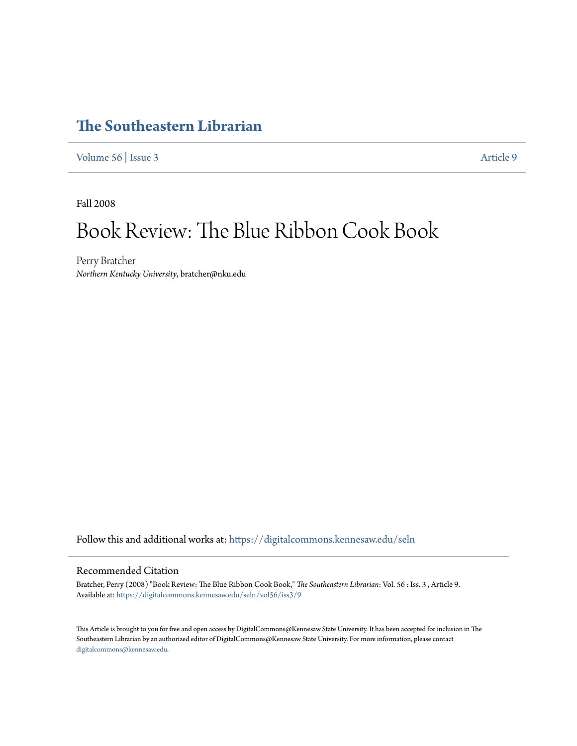# The Southeastern Librarian

Volume 56 | Issue 3 Article 9

Fall 2008

# Book Review: The Blue Ribbon Cook Book

Perry Bratcher
*Northern Kentucky University*, bratcher@nku.edu

Follow this and additional works at: https://digitalcommons.kennesaw.edu/seln

## Recommended Citation

Bratcher, Perry (2008) "Book Review: The Blue Ribbon Cook Book," *The Southeastern Librarian*: Vol. 56 : Iss. 3 , Article 9.
Available at: https://digitalcommons.kennesaw.edu/seln/vol56/iss3/9

This Article is brought to you for free and open access by DigitalCommons@Kennesaw State University. It has been accepted for inclusion in The Southeastern Librarian by an authorized editor of DigitalCommons@Kennesaw State University. For more information, please contact digitalcommons@kennesaw.edu.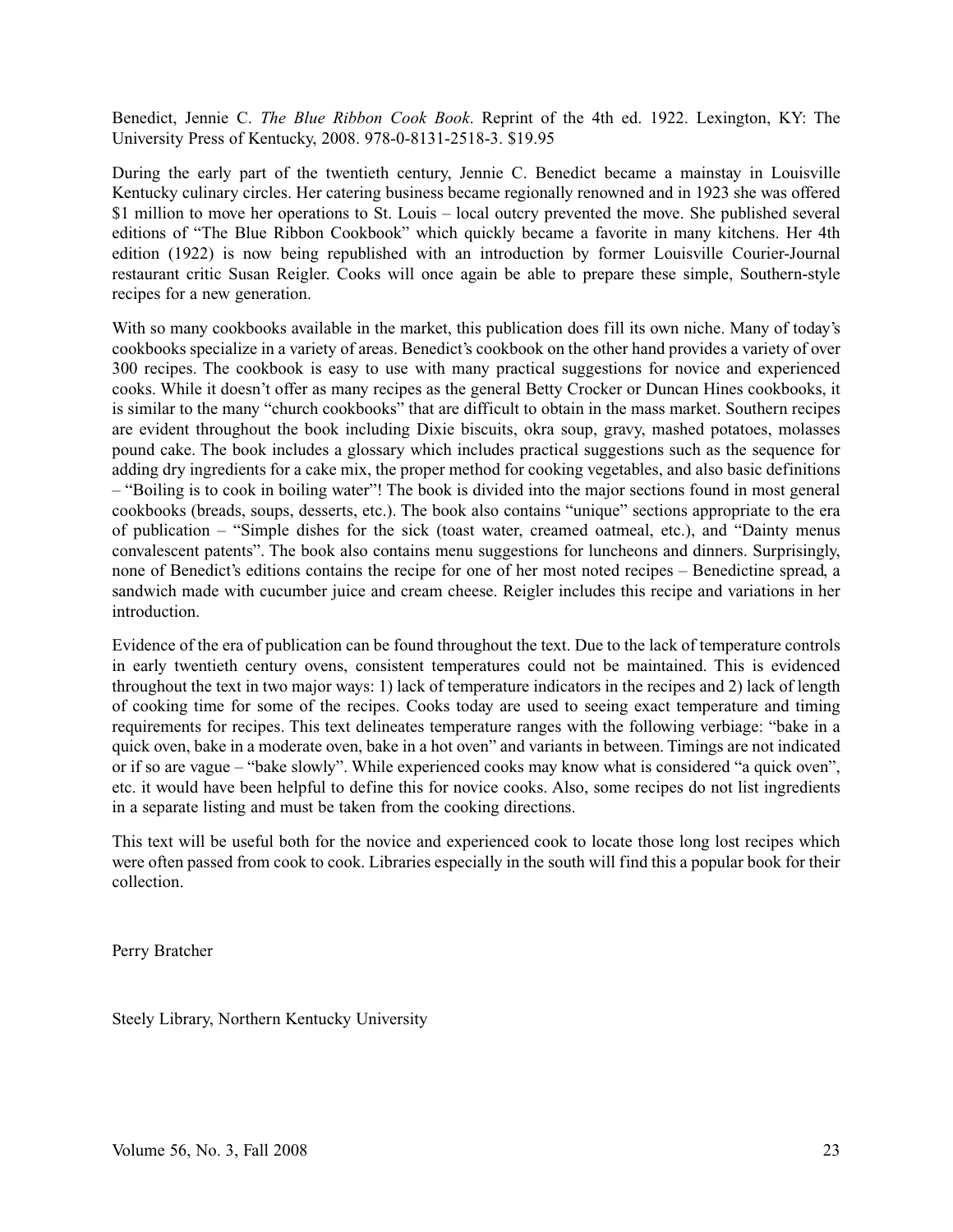Benedict, Jennie C. *The Blue Ribbon Cook Book*. Reprint of the 4th ed. 1922. Lexington, KY: The University Press of Kentucky, 2008. 978-0-8131-2518-3. $19.95

During the early part of the twentieth century, Jennie C. Benedict became a mainstay in Louisville Kentucky culinary circles. Her catering business became regionally renowned and in 1923 she was offered $1 million to move her operations to St. Louis – local outcry prevented the move. She published several editions of "The Blue Ribbon Cookbook" which quickly became a favorite in many kitchens. Her 4th edition (1922) is now being republished with an introduction by former Louisville Courier-Journal restaurant critic Susan Reigler. Cooks will once again be able to prepare these simple, Southern-style recipes for a new generation.

With so many cookbooks available in the market, this publication does fill its own niche. Many of today's cookbooks specialize in a variety of areas. Benedict's cookbook on the other hand provides a variety of over 300 recipes. The cookbook is easy to use with many practical suggestions for novice and experienced cooks. While it doesn't offer as many recipes as the general Betty Crocker or Duncan Hines cookbooks, it is similar to the many "church cookbooks" that are difficult to obtain in the mass market. Southern recipes are evident throughout the book including Dixie biscuits, okra soup, gravy, mashed potatoes, molasses pound cake. The book includes a glossary which includes practical suggestions such as the sequence for adding dry ingredients for a cake mix, the proper method for cooking vegetables, and also basic definitions – "Boiling is to cook in boiling water"! The book is divided into the major sections found in most general cookbooks (breads, soups, desserts, etc.). The book also contains "unique" sections appropriate to the era of publication – "Simple dishes for the sick (toast water, creamed oatmeal, etc.), and "Dainty menus convalescent patents". The book also contains menu suggestions for luncheons and dinners. Surprisingly, none of Benedict's editions contains the recipe for one of her most noted recipes – Benedictine spread, a sandwich made with cucumber juice and cream cheese. Reigler includes this recipe and variations in her introduction.

Evidence of the era of publication can be found throughout the text. Due to the lack of temperature controls in early twentieth century ovens, consistent temperatures could not be maintained. This is evidenced throughout the text in two major ways: 1) lack of temperature indicators in the recipes and 2) lack of length of cooking time for some of the recipes. Cooks today are used to seeing exact temperature and timing requirements for recipes. This text delineates temperature ranges with the following verbiage: "bake in a quick oven, bake in a moderate oven, bake in a hot oven" and variants in between. Timings are not indicated or if so are vague – "bake slowly". While experienced cooks may know what is considered "a quick oven", etc. it would have been helpful to define this for novice cooks. Also, some recipes do not list ingredients in a separate listing and must be taken from the cooking directions.

This text will be useful both for the novice and experienced cook to locate those long lost recipes which were often passed from cook to cook. Libraries especially in the south will find this a popular book for their collection.

Perry Bratcher

Steely Library, Northern Kentucky University